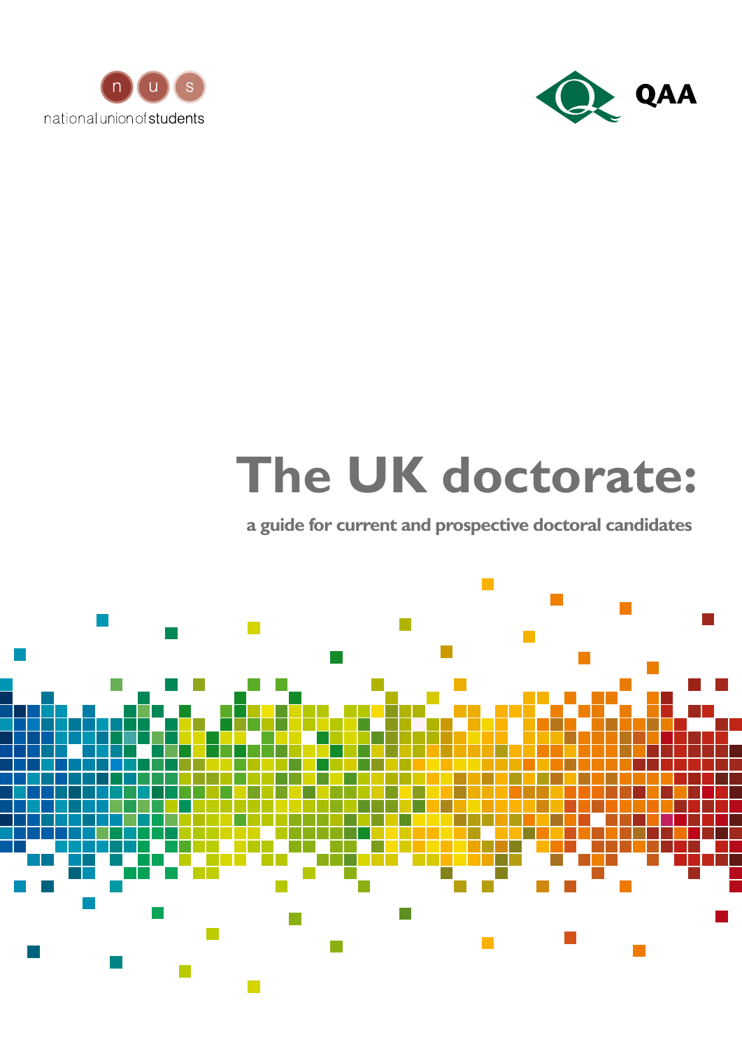national union of students

QAA

# The UK doctorate:

**a guide for current and prospective doctoral candidates**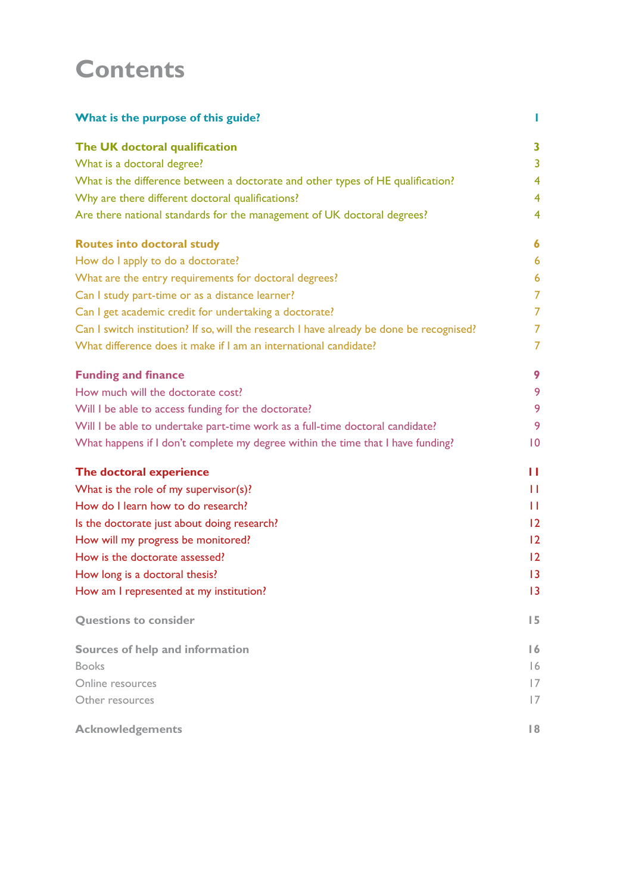# Contents

| | |
|---|---|
| **What is the purpose of this guide?** | **1** |
| **The UK doctoral qualification** | **3** |
| What is a doctoral degree? | 3 |
| What is the difference between a doctorate and other types of HE qualification? | 4 |
| Why are there different doctoral qualifications? | 4 |
| Are there national standards for the management of UK doctoral degrees? | 4 |
| **Routes into doctoral study** | **6** |
| How do I apply to do a doctorate? | 6 |
| What are the entry requirements for doctoral degrees? | 6 |
| Can I study part-time or as a distance learner? | 7 |
| Can I get academic credit for undertaking a doctorate? | 7 |
| Can I switch institution? If so, will the research I have already be done be recognised? | 7 |
| What difference does it make if I am an international candidate? | 7 |
| **Funding and finance** | **9** |
| How much will the doctorate cost? | 9 |
| Will I be able to access funding for the doctorate? | 9 |
| Will I be able to undertake part-time work as a full-time doctoral candidate? | 9 |
| What happens if I don't complete my degree within the time that I have funding? | 10 |
| **The doctoral experience** | **11** |
| What is the role of my supervisor(s)? | 11 |
| How do I learn how to do research? | 11 |
| Is the doctorate just about doing research? | 12 |
| How will my progress be monitored? | 12 |
| How is the doctorate assessed? | 12 |
| How long is a doctoral thesis? | 13 |
| How am I represented at my institution? | 13 |
| **Questions to consider** | **15** |
| **Sources of help and information** | **16** |
| Books | 16 |
| Online resources | 17 |
| Other resources | 17 |
| **Acknowledgements** | **18** |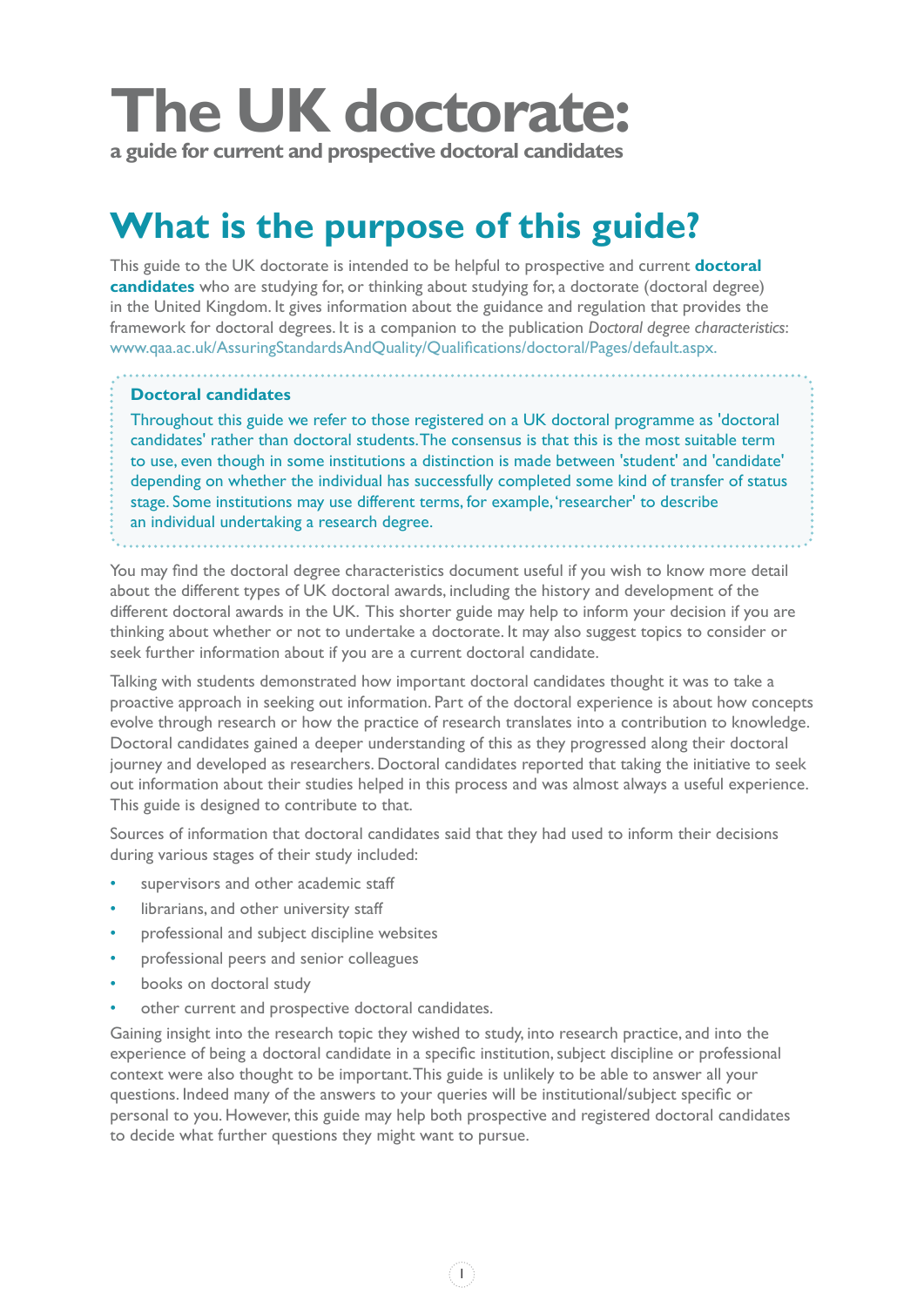# The UK doctorate:

**a guide for current and prospective doctoral candidates**

## What is the purpose of this guide?

This guide to the UK doctorate is intended to be helpful to prospective and current **doctoral candidates** who are studying for, or thinking about studying for, a doctorate (doctoral degree) in the United Kingdom. It gives information about the guidance and regulation that provides the framework for doctoral degrees. It is a companion to the publication *Doctoral degree characteristics*: www.qaa.ac.uk/AssuringStandardsAndQuality/Qualifications/doctoral/Pages/default.aspx.

> **Doctoral candidates**
>
> Throughout this guide we refer to those registered on a UK doctoral programme as 'doctoral candidates' rather than doctoral students. The consensus is that this is the most suitable term to use, even though in some institutions a distinction is made between 'student' and 'candidate' depending on whether the individual has successfully completed some kind of transfer of status stage. Some institutions may use different terms, for example, 'researcher' to describe an individual undertaking a research degree.

You may find the doctoral degree characteristics document useful if you wish to know more detail about the different types of UK doctoral awards, including the history and development of the different doctoral awards in the UK. This shorter guide may help to inform your decision if you are thinking about whether or not to undertake a doctorate. It may also suggest topics to consider or seek further information about if you are a current doctoral candidate.

Talking with students demonstrated how important doctoral candidates thought it was to take a proactive approach in seeking out information. Part of the doctoral experience is about how concepts evolve through research or how the practice of research translates into a contribution to knowledge. Doctoral candidates gained a deeper understanding of this as they progressed along their doctoral journey and developed as researchers. Doctoral candidates reported that taking the initiative to seek out information about their studies helped in this process and was almost always a useful experience. This guide is designed to contribute to that.

Sources of information that doctoral candidates said that they had used to inform their decisions during various stages of their study included:

- supervisors and other academic staff
- librarians, and other university staff
- professional and subject discipline websites
- professional peers and senior colleagues
- books on doctoral study
- other current and prospective doctoral candidates.

Gaining insight into the research topic they wished to study, into research practice, and into the experience of being a doctoral candidate in a specific institution, subject discipline or professional context were also thought to be important. This guide is unlikely to be able to answer all your questions. Indeed many of the answers to your queries will be institutional/subject specific or personal to you. However, this guide may help both prospective and registered doctoral candidates to decide what further questions they might want to pursue.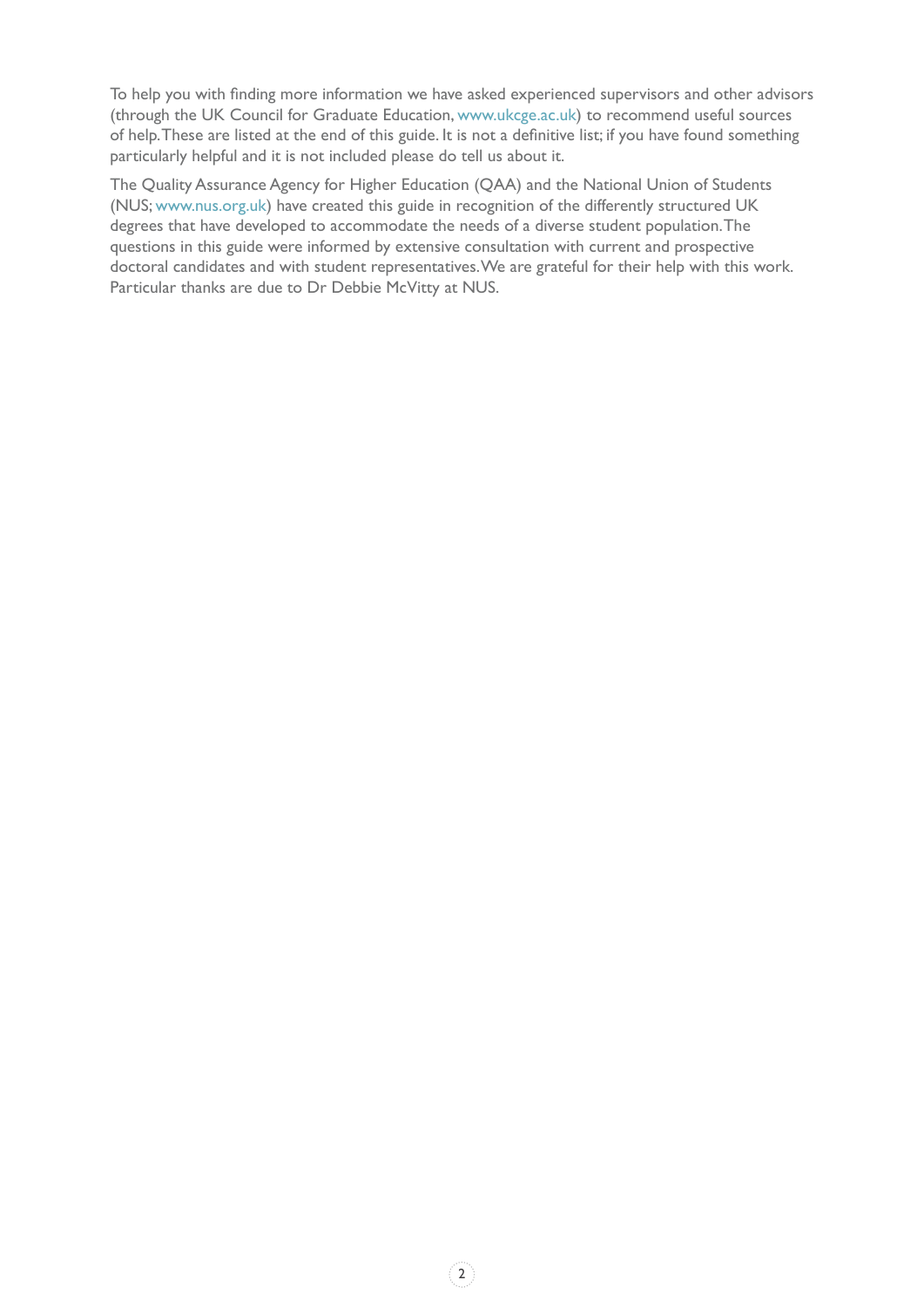To help you with finding more information we have asked experienced supervisors and other advisors (through the UK Council for Graduate Education, www.ukcge.ac.uk) to recommend useful sources of help. These are listed at the end of this guide. It is not a definitive list; if you have found something particularly helpful and it is not included please do tell us about it.

The Quality Assurance Agency for Higher Education (QAA) and the National Union of Students (NUS; www.nus.org.uk) have created this guide in recognition of the differently structured UK degrees that have developed to accommodate the needs of a diverse student population. The questions in this guide were informed by extensive consultation with current and prospective doctoral candidates and with student representatives. We are grateful for their help with this work. Particular thanks are due to Dr Debbie McVitty at NUS.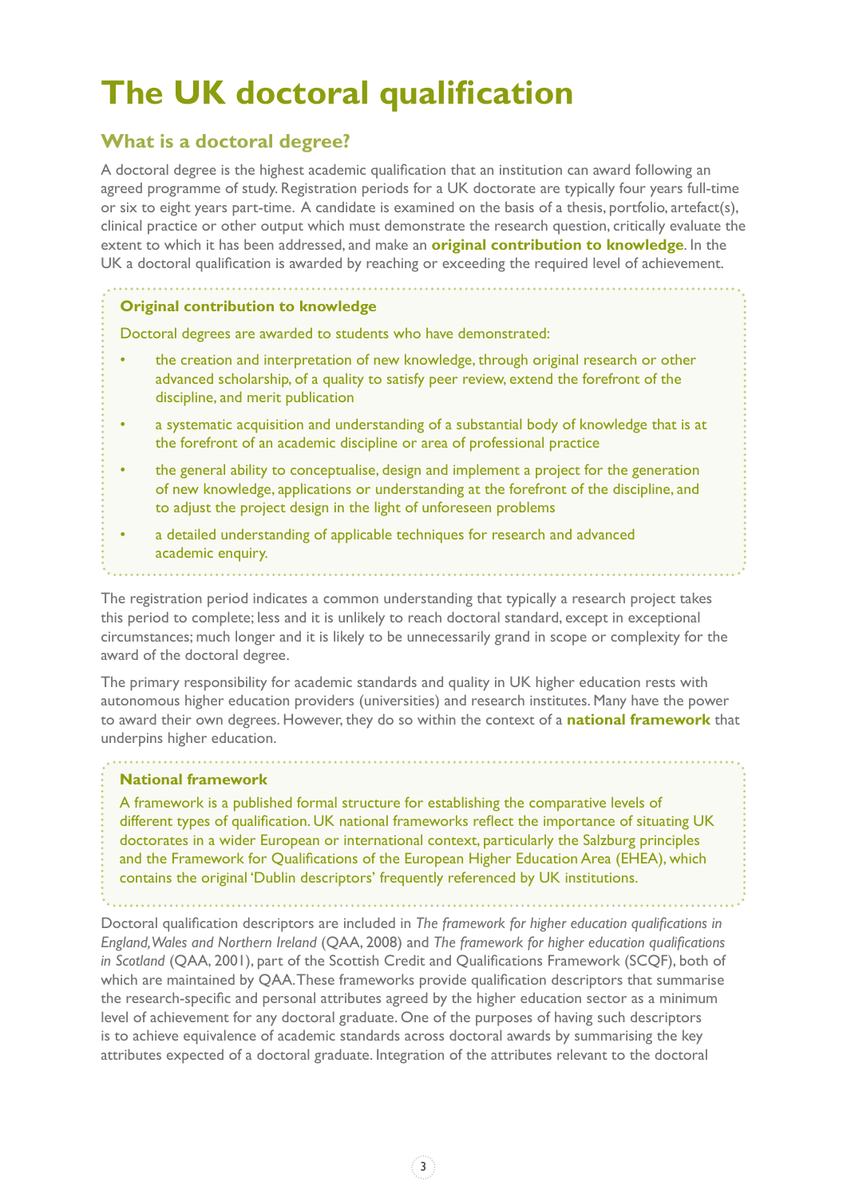# The UK doctoral qualification

## What is a doctoral degree?

A doctoral degree is the highest academic qualification that an institution can award following an agreed programme of study. Registration periods for a UK doctorate are typically four years full-time or six to eight years part-time. A candidate is examined on the basis of a thesis, portfolio, artefact(s), clinical practice or other output which must demonstrate the research question, critically evaluate the extent to which it has been addressed, and make an **original contribution to knowledge**. In the UK a doctoral qualification is awarded by reaching or exceeding the required level of achievement.

> **Original contribution to knowledge**
>
> Doctoral degrees are awarded to students who have demonstrated:
>
> - the creation and interpretation of new knowledge, through original research or other advanced scholarship, of a quality to satisfy peer review, extend the forefront of the discipline, and merit publication
> - a systematic acquisition and understanding of a substantial body of knowledge that is at the forefront of an academic discipline or area of professional practice
> - the general ability to conceptualise, design and implement a project for the generation of new knowledge, applications or understanding at the forefront of the discipline, and to adjust the project design in the light of unforeseen problems
> - a detailed understanding of applicable techniques for research and advanced academic enquiry.

The registration period indicates a common understanding that typically a research project takes this period to complete; less and it is unlikely to reach doctoral standard, except in exceptional circumstances; much longer and it is likely to be unnecessarily grand in scope or complexity for the award of the doctoral degree.

The primary responsibility for academic standards and quality in UK higher education rests with autonomous higher education providers (universities) and research institutes. Many have the power to award their own degrees. However, they do so within the context of a **national framework** that underpins higher education.

> **National framework**
>
> A framework is a published formal structure for establishing the comparative levels of different types of qualification. UK national frameworks reflect the importance of situating UK doctorates in a wider European or international context, particularly the Salzburg principles and the Framework for Qualifications of the European Higher Education Area (EHEA), which contains the original 'Dublin descriptors' frequently referenced by UK institutions.

Doctoral qualification descriptors are included in *The framework for higher education qualifications in England, Wales and Northern Ireland* (QAA, 2008) and *The framework for higher education qualifications in Scotland* (QAA, 2001), part of the Scottish Credit and Qualifications Framework (SCQF), both of which are maintained by QAA. These frameworks provide qualification descriptors that summarise the research-specific and personal attributes agreed by the higher education sector as a minimum level of achievement for any doctoral graduate. One of the purposes of having such descriptors is to achieve equivalence of academic standards across doctoral awards by summarising the key attributes expected of a doctoral graduate. Integration of the attributes relevant to the doctoral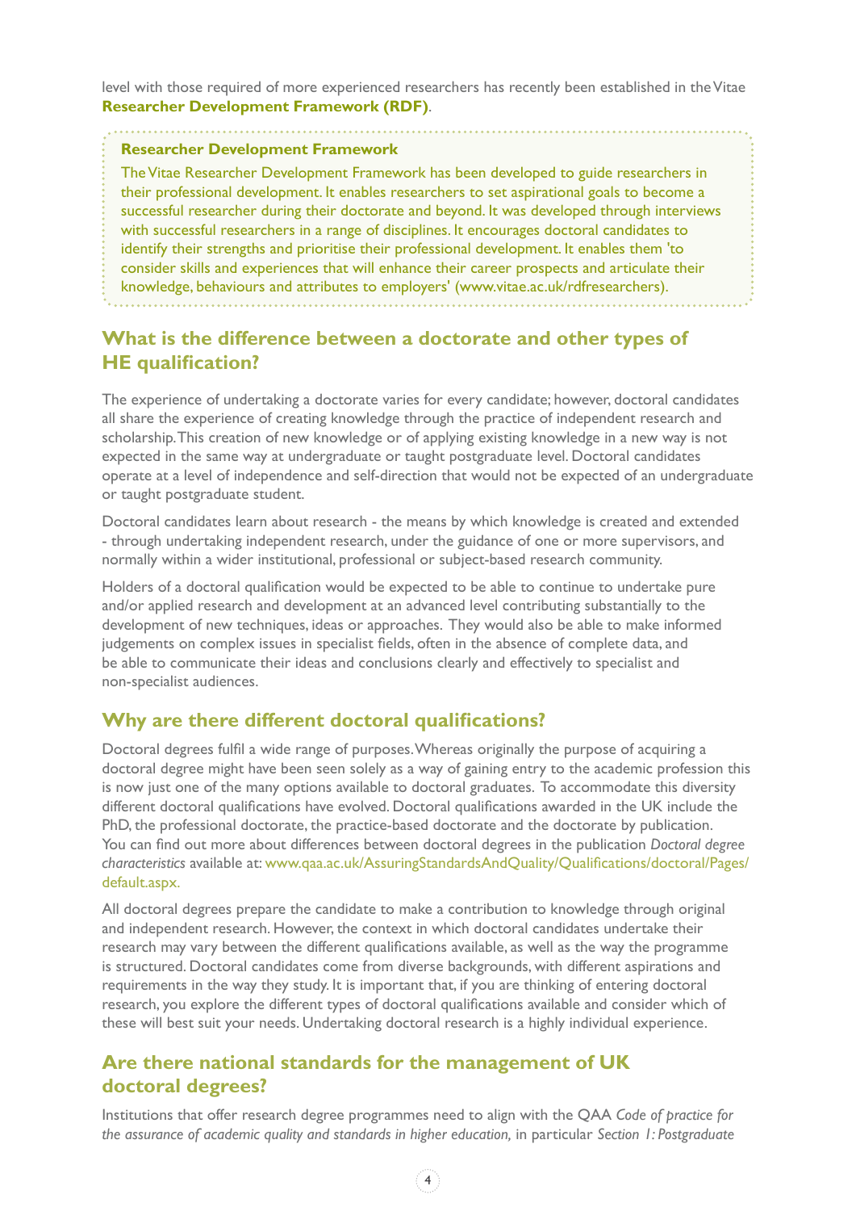level with those required of more experienced researchers has recently been established in the Vitae **Researcher Development Framework (RDF)**.

> **Researcher Development Framework**
>
> The Vitae Researcher Development Framework has been developed to guide researchers in their professional development. It enables researchers to set aspirational goals to become a successful researcher during their doctorate and beyond. It was developed through interviews with successful researchers in a range of disciplines. It encourages doctoral candidates to identify their strengths and prioritise their professional development. It enables them 'to consider skills and experiences that will enhance their career prospects and articulate their knowledge, behaviours and attributes to employers' (www.vitae.ac.uk/rdfresearchers).

## What is the difference between a doctorate and other types of HE qualification?

The experience of undertaking a doctorate varies for every candidate; however, doctoral candidates all share the experience of creating knowledge through the practice of independent research and scholarship. This creation of new knowledge or of applying existing knowledge in a new way is not expected in the same way at undergraduate or taught postgraduate level. Doctoral candidates operate at a level of independence and self-direction that would not be expected of an undergraduate or taught postgraduate student.

Doctoral candidates learn about research - the means by which knowledge is created and extended - through undertaking independent research, under the guidance of one or more supervisors, and normally within a wider institutional, professional or subject-based research community.

Holders of a doctoral qualification would be expected to be able to continue to undertake pure and/or applied research and development at an advanced level contributing substantially to the development of new techniques, ideas or approaches. They would also be able to make informed judgements on complex issues in specialist fields, often in the absence of complete data, and be able to communicate their ideas and conclusions clearly and effectively to specialist and non-specialist audiences.

## Why are there different doctoral qualifications?

Doctoral degrees fulfil a wide range of purposes. Whereas originally the purpose of acquiring a doctoral degree might have been seen solely as a way of gaining entry to the academic profession this is now just one of the many options available to doctoral graduates. To accommodate this diversity different doctoral qualifications have evolved. Doctoral qualifications awarded in the UK include the PhD, the professional doctorate, the practice-based doctorate and the doctorate by publication. You can find out more about differences between doctoral degrees in the publication *Doctoral degree characteristics* available at: www.qaa.ac.uk/AssuringStandardsAndQuality/Qualifications/doctoral/Pages/default.aspx.

All doctoral degrees prepare the candidate to make a contribution to knowledge through original and independent research. However, the context in which doctoral candidates undertake their research may vary between the different qualifications available, as well as the way the programme is structured. Doctoral candidates come from diverse backgrounds, with different aspirations and requirements in the way they study. It is important that, if you are thinking of entering doctoral research, you explore the different types of doctoral qualifications available and consider which of these will best suit your needs. Undertaking doctoral research is a highly individual experience.

## Are there national standards for the management of UK doctoral degrees?

Institutions that offer research degree programmes need to align with the QAA *Code of practice for the assurance of academic quality and standards in higher education,* in particular *Section 1: Postgraduate*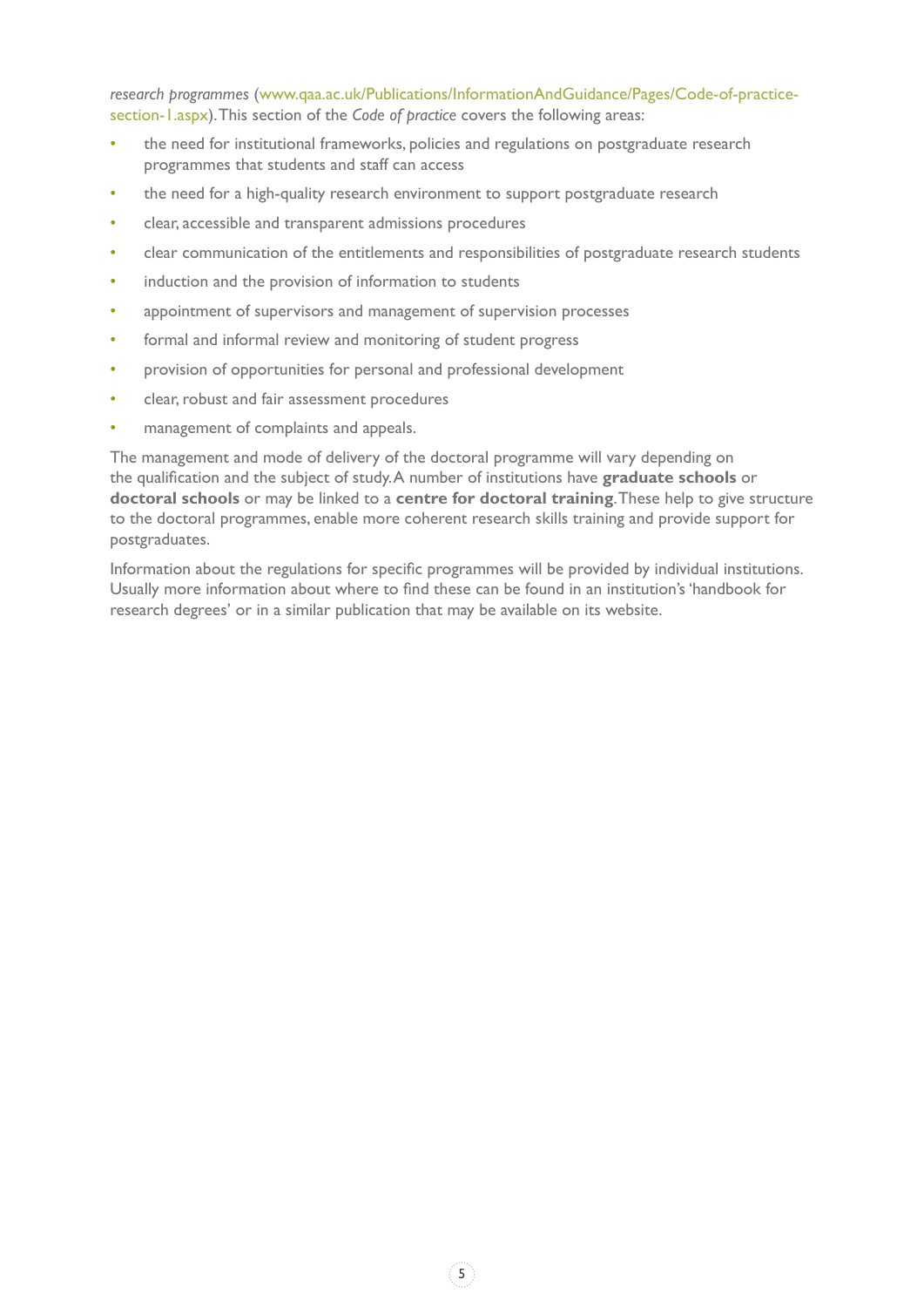*research programmes* (www.qaa.ac.uk/Publications/InformationAndGuidance/Pages/Code-of-practice-section-1.aspx). This section of the *Code of practice* covers the following areas:

- the need for institutional frameworks, policies and regulations on postgraduate research programmes that students and staff can access
- the need for a high-quality research environment to support postgraduate research
- clear, accessible and transparent admissions procedures
- clear communication of the entitlements and responsibilities of postgraduate research students
- induction and the provision of information to students
- appointment of supervisors and management of supervision processes
- formal and informal review and monitoring of student progress
- provision of opportunities for personal and professional development
- clear, robust and fair assessment procedures
- management of complaints and appeals.

The management and mode of delivery of the doctoral programme will vary depending on the qualification and the subject of study. A number of institutions have **graduate schools** or **doctoral schools** or may be linked to a **centre for doctoral training**. These help to give structure to the doctoral programmes, enable more coherent research skills training and provide support for postgraduates.

Information about the regulations for specific programmes will be provided by individual institutions. Usually more information about where to find these can be found in an institution's 'handbook for research degrees' or in a similar publication that may be available on its website.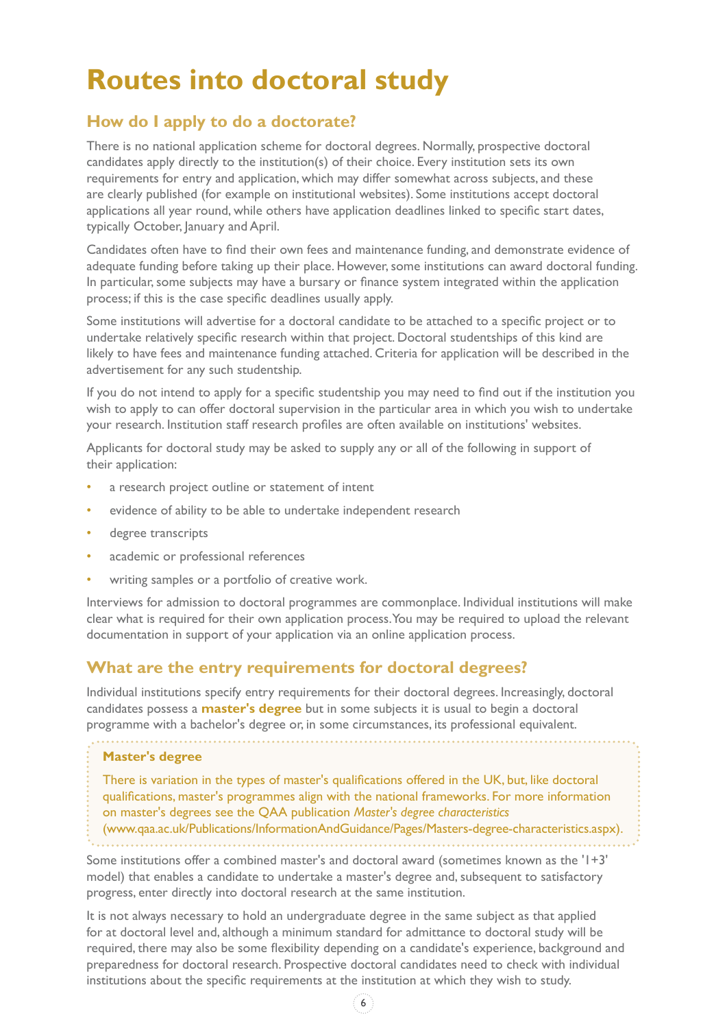# Routes into doctoral study

## How do I apply to do a doctorate?

There is no national application scheme for doctoral degrees. Normally, prospective doctoral candidates apply directly to the institution(s) of their choice. Every institution sets its own requirements for entry and application, which may differ somewhat across subjects, and these are clearly published (for example on institutional websites). Some institutions accept doctoral applications all year round, while others have application deadlines linked to specific start dates, typically October, January and April.

Candidates often have to find their own fees and maintenance funding, and demonstrate evidence of adequate funding before taking up their place. However, some institutions can award doctoral funding. In particular, some subjects may have a bursary or finance system integrated within the application process; if this is the case specific deadlines usually apply.

Some institutions will advertise for a doctoral candidate to be attached to a specific project or to undertake relatively specific research within that project. Doctoral studentships of this kind are likely to have fees and maintenance funding attached. Criteria for application will be described in the advertisement for any such studentship.

If you do not intend to apply for a specific studentship you may need to find out if the institution you wish to apply to can offer doctoral supervision in the particular area in which you wish to undertake your research. Institution staff research profiles are often available on institutions' websites.

Applicants for doctoral study may be asked to supply any or all of the following in support of their application:

- a research project outline or statement of intent
- evidence of ability to be able to undertake independent research
- degree transcripts
- academic or professional references
- writing samples or a portfolio of creative work.

Interviews for admission to doctoral programmes are commonplace. Individual institutions will make clear what is required for their own application process. You may be required to upload the relevant documentation in support of your application via an online application process.

## What are the entry requirements for doctoral degrees?

Individual institutions specify entry requirements for their doctoral degrees. Increasingly, doctoral candidates possess a **master's degree** but in some subjects it is usual to begin a doctoral programme with a bachelor's degree or, in some circumstances, its professional equivalent.

> **Master's degree**
>
> There is variation in the types of master's qualifications offered in the UK, but, like doctoral qualifications, master's programmes align with the national frameworks. For more information on master's degrees see the QAA publication *Master's degree characteristics* (www.qaa.ac.uk/Publications/InformationAndGuidance/Pages/Masters-degree-characteristics.aspx).

Some institutions offer a combined master's and doctoral award (sometimes known as the '1+3' model) that enables a candidate to undertake a master's degree and, subsequent to satisfactory progress, enter directly into doctoral research at the same institution.

It is not always necessary to hold an undergraduate degree in the same subject as that applied for at doctoral level and, although a minimum standard for admittance to doctoral study will be required, there may also be some flexibility depending on a candidate's experience, background and preparedness for doctoral research. Prospective doctoral candidates need to check with individual institutions about the specific requirements at the institution at which they wish to study.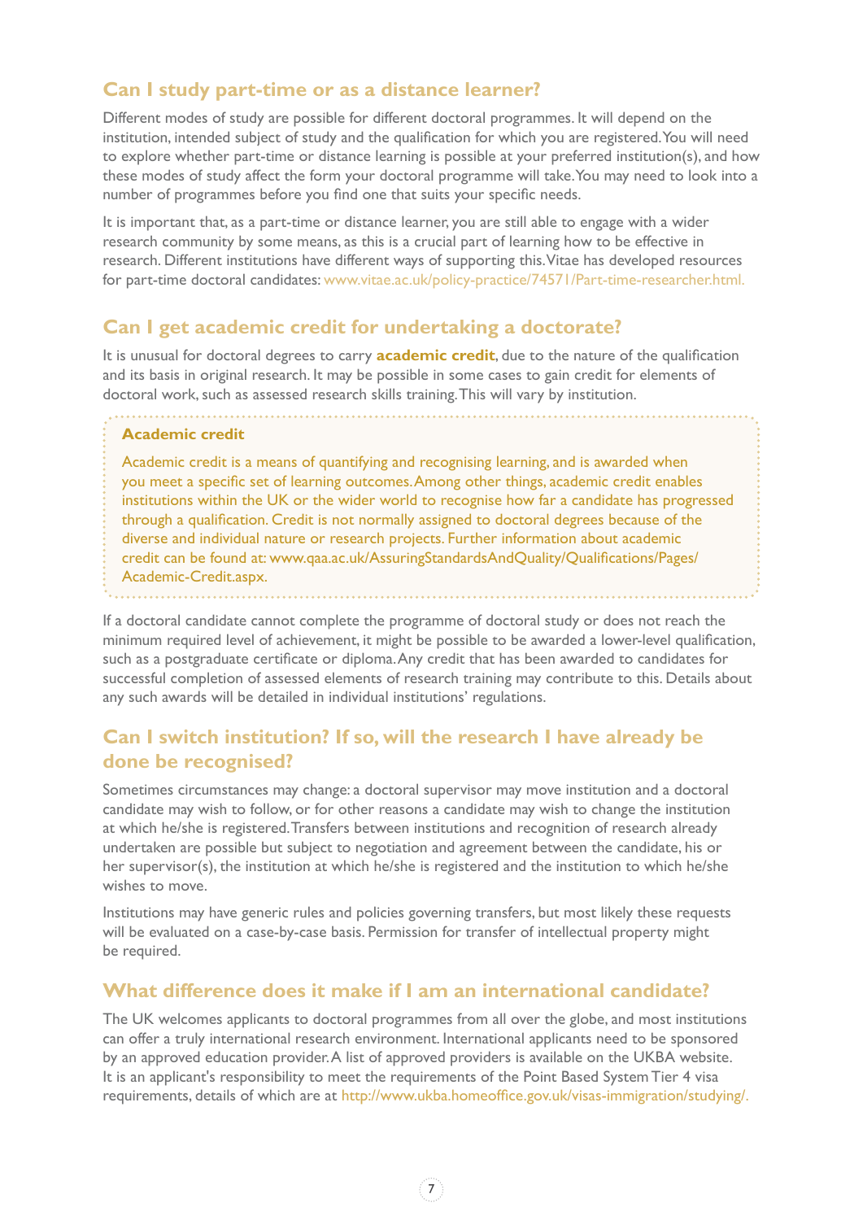## Can I study part-time or as a distance learner?

Different modes of study are possible for different doctoral programmes. It will depend on the institution, intended subject of study and the qualification for which you are registered. You will need to explore whether part-time or distance learning is possible at your preferred institution(s), and how these modes of study affect the form your doctoral programme will take. You may need to look into a number of programmes before you find one that suits your specific needs.

It is important that, as a part-time or distance learner, you are still able to engage with a wider research community by some means, as this is a crucial part of learning how to be effective in research. Different institutions have different ways of supporting this. Vitae has developed resources for part-time doctoral candidates: www.vitae.ac.uk/policy-practice/74571/Part-time-researcher.html.

## Can I get academic credit for undertaking a doctorate?

It is unusual for doctoral degrees to carry **academic credit**, due to the nature of the qualification and its basis in original research. It may be possible in some cases to gain credit for elements of doctoral work, such as assessed research skills training. This will vary by institution.

> **Academic credit**
>
> Academic credit is a means of quantifying and recognising learning, and is awarded when you meet a specific set of learning outcomes. Among other things, academic credit enables institutions within the UK or the wider world to recognise how far a candidate has progressed through a qualification. Credit is not normally assigned to doctoral degrees because of the diverse and individual nature or research projects. Further information about academic credit can be found at: www.qaa.ac.uk/AssuringStandardsAndQuality/Qualifications/Pages/Academic-Credit.aspx.

If a doctoral candidate cannot complete the programme of doctoral study or does not reach the minimum required level of achievement, it might be possible to be awarded a lower-level qualification, such as a postgraduate certificate or diploma. Any credit that has been awarded to candidates for successful completion of assessed elements of research training may contribute to this. Details about any such awards will be detailed in individual institutions' regulations.

## Can I switch institution? If so, will the research I have already be done be recognised?

Sometimes circumstances may change: a doctoral supervisor may move institution and a doctoral candidate may wish to follow, or for other reasons a candidate may wish to change the institution at which he/she is registered. Transfers between institutions and recognition of research already undertaken are possible but subject to negotiation and agreement between the candidate, his or her supervisor(s), the institution at which he/she is registered and the institution to which he/she wishes to move.

Institutions may have generic rules and policies governing transfers, but most likely these requests will be evaluated on a case-by-case basis. Permission for transfer of intellectual property might be required.

## What difference does it make if I am an international candidate?

The UK welcomes applicants to doctoral programmes from all over the globe, and most institutions can offer a truly international research environment. International applicants need to be sponsored by an approved education provider. A list of approved providers is available on the UKBA website. It is an applicant's responsibility to meet the requirements of the Point Based System Tier 4 visa requirements, details of which are at http://www.ukba.homeoffice.gov.uk/visas-immigration/studying/.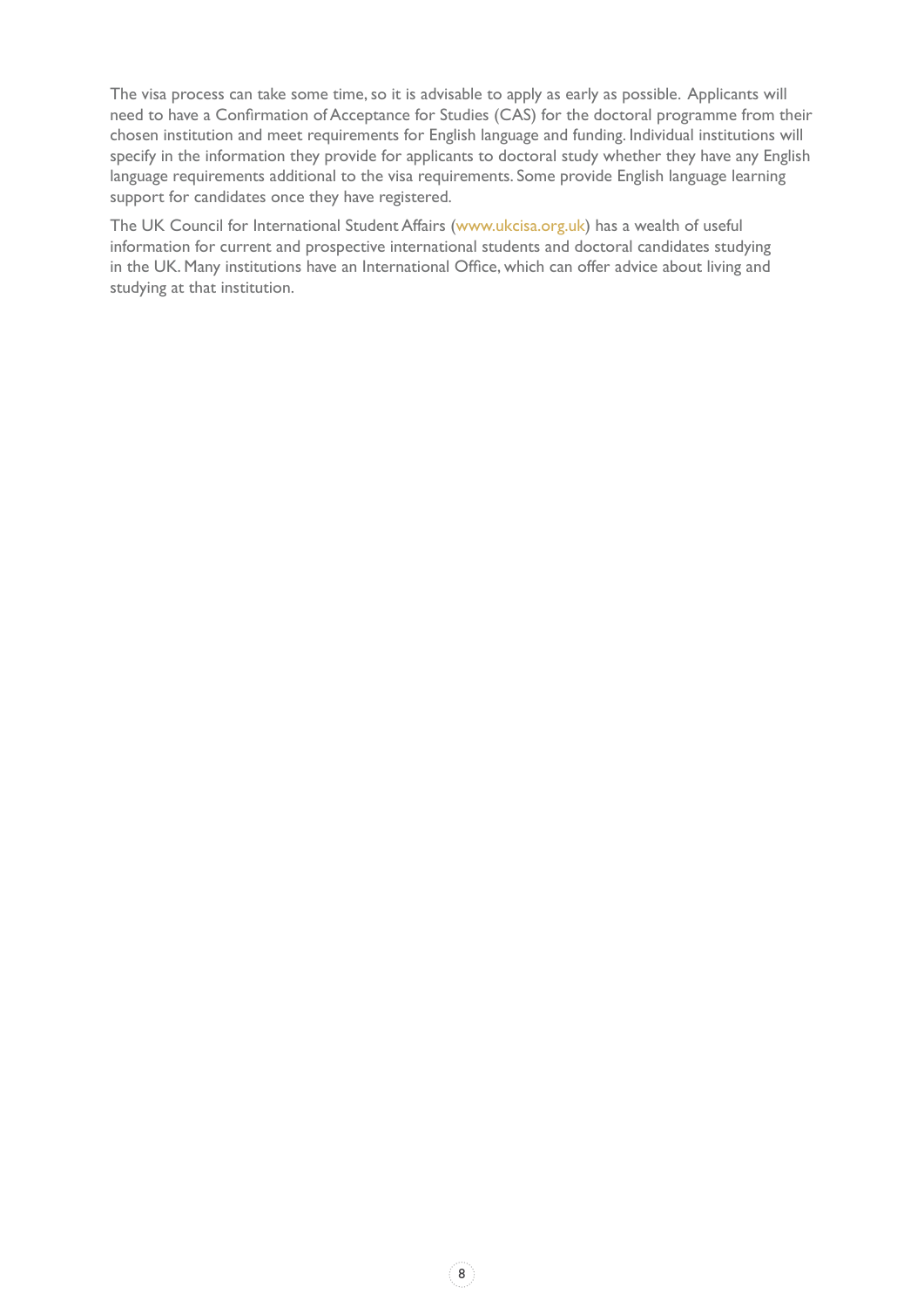The visa process can take some time, so it is advisable to apply as early as possible. Applicants will need to have a Confirmation of Acceptance for Studies (CAS) for the doctoral programme from their chosen institution and meet requirements for English language and funding. Individual institutions will specify in the information they provide for applicants to doctoral study whether they have any English language requirements additional to the visa requirements. Some provide English language learning support for candidates once they have registered.

The UK Council for International Student Affairs (www.ukcisa.org.uk) has a wealth of useful information for current and prospective international students and doctoral candidates studying in the UK. Many institutions have an International Office, which can offer advice about living and studying at that institution.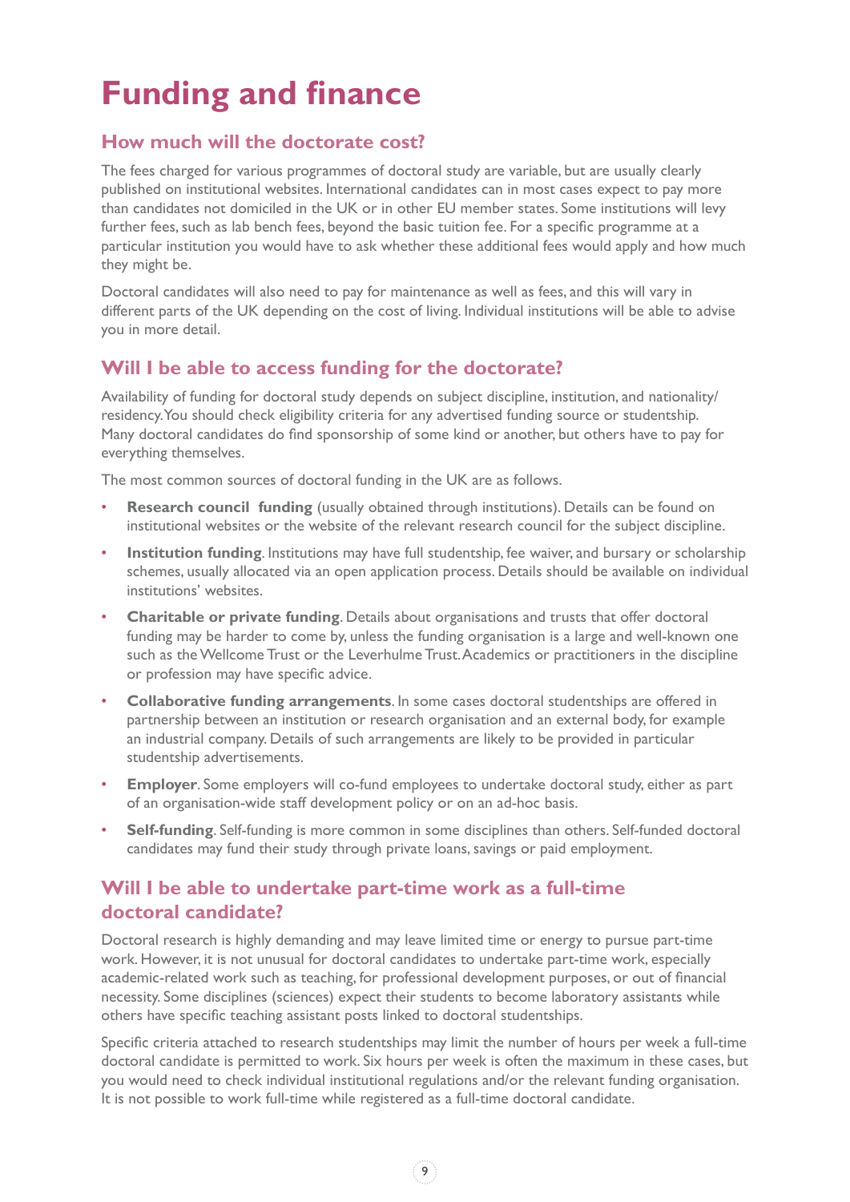# Funding and finance

## How much will the doctorate cost?

The fees charged for various programmes of doctoral study are variable, but are usually clearly published on institutional websites. International candidates can in most cases expect to pay more than candidates not domiciled in the UK or in other EU member states. Some institutions will levy further fees, such as lab bench fees, beyond the basic tuition fee. For a specific programme at a particular institution you would have to ask whether these additional fees would apply and how much they might be.

Doctoral candidates will also need to pay for maintenance as well as fees, and this will vary in different parts of the UK depending on the cost of living. Individual institutions will be able to advise you in more detail.

## Will I be able to access funding for the doctorate?

Availability of funding for doctoral study depends on subject discipline, institution, and nationality/residency. You should check eligibility criteria for any advertised funding source or studentship. Many doctoral candidates do find sponsorship of some kind or another, but others have to pay for everything themselves.

The most common sources of doctoral funding in the UK are as follows.

- **Research council funding** (usually obtained through institutions). Details can be found on institutional websites or the website of the relevant research council for the subject discipline.
- **Institution funding**. Institutions may have full studentship, fee waiver, and bursary or scholarship schemes, usually allocated via an open application process. Details should be available on individual institutions' websites.
- **Charitable or private funding**. Details about organisations and trusts that offer doctoral funding may be harder to come by, unless the funding organisation is a large and well-known one such as the Wellcome Trust or the Leverhulme Trust. Academics or practitioners in the discipline or profession may have specific advice.
- **Collaborative funding arrangements**. In some cases doctoral studentships are offered in partnership between an institution or research organisation and an external body, for example an industrial company. Details of such arrangements are likely to be provided in particular studentship advertisements.
- **Employer**. Some employers will co-fund employees to undertake doctoral study, either as part of an organisation-wide staff development policy or on an ad-hoc basis.
- **Self-funding**. Self-funding is more common in some disciplines than others. Self-funded doctoral candidates may fund their study through private loans, savings or paid employment.

## Will I be able to undertake part-time work as a full-time doctoral candidate?

Doctoral research is highly demanding and may leave limited time or energy to pursue part-time work. However, it is not unusual for doctoral candidates to undertake part-time work, especially academic-related work such as teaching, for professional development purposes, or out of financial necessity. Some disciplines (sciences) expect their students to become laboratory assistants while others have specific teaching assistant posts linked to doctoral studentships.

Specific criteria attached to research studentships may limit the number of hours per week a full-time doctoral candidate is permitted to work. Six hours per week is often the maximum in these cases, but you would need to check individual institutional regulations and/or the relevant funding organisation. It is not possible to work full-time while registered as a full-time doctoral candidate.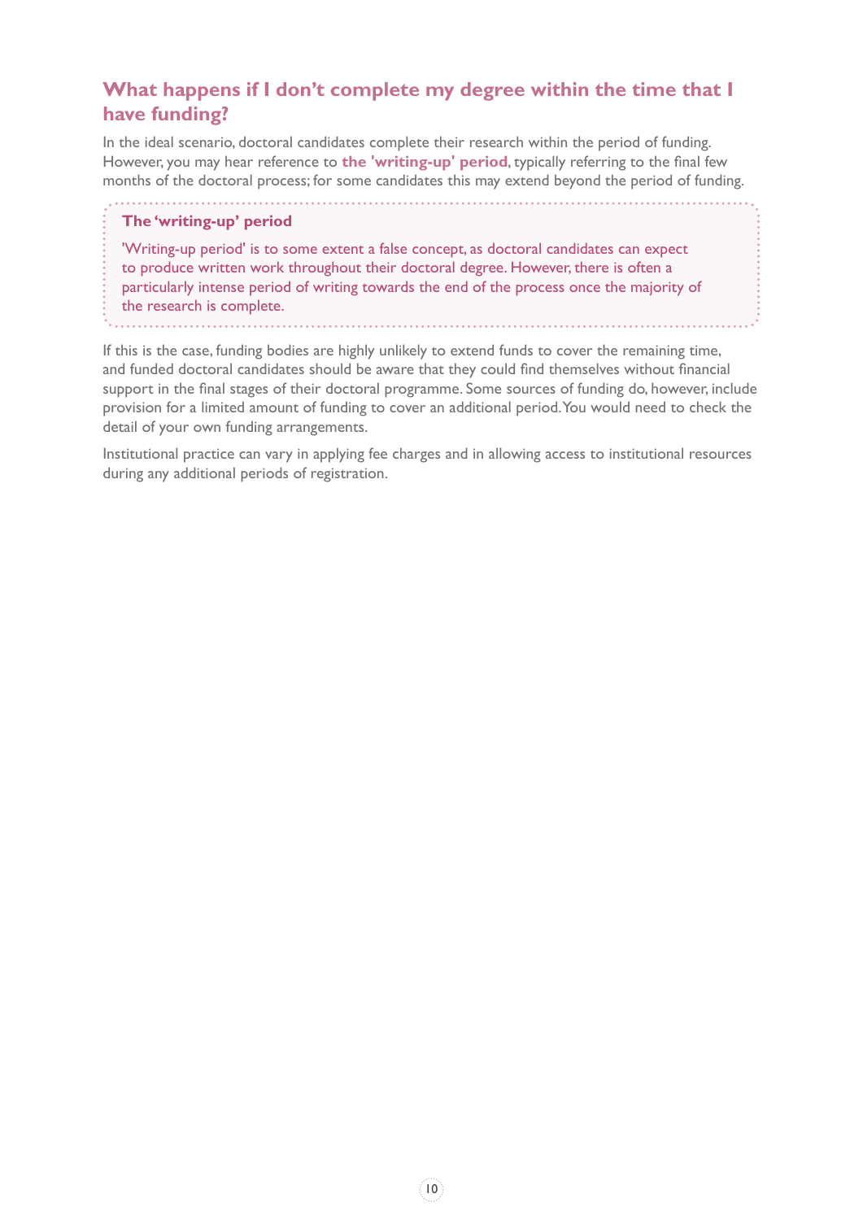## What happens if I don't complete my degree within the time that I have funding?

In the ideal scenario, doctoral candidates complete their research within the period of funding. However, you may hear reference to **the 'writing-up' period**, typically referring to the final few months of the doctoral process; for some candidates this may extend beyond the period of funding.

> **The 'writing-up' period**
>
> 'Writing-up period' is to some extent a false concept, as doctoral candidates can expect to produce written work throughout their doctoral degree. However, there is often a particularly intense period of writing towards the end of the process once the majority of the research is complete.

If this is the case, funding bodies are highly unlikely to extend funds to cover the remaining time, and funded doctoral candidates should be aware that they could find themselves without financial support in the final stages of their doctoral programme. Some sources of funding do, however, include provision for a limited amount of funding to cover an additional period. You would need to check the detail of your own funding arrangements.

Institutional practice can vary in applying fee charges and in allowing access to institutional resources during any additional periods of registration.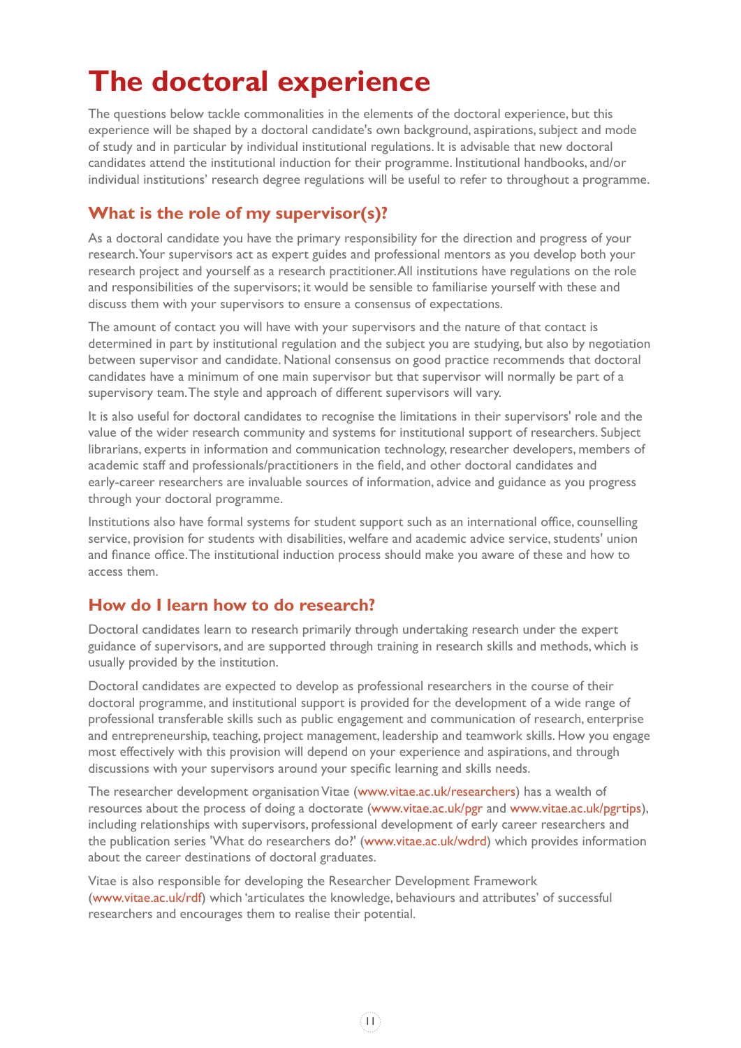# The doctoral experience

The questions below tackle commonalities in the elements of the doctoral experience, but this experience will be shaped by a doctoral candidate's own background, aspirations, subject and mode of study and in particular by individual institutional regulations. It is advisable that new doctoral candidates attend the institutional induction for their programme. Institutional handbooks, and/or individual institutions' research degree regulations will be useful to refer to throughout a programme.

## What is the role of my supervisor(s)?

As a doctoral candidate you have the primary responsibility for the direction and progress of your research. Your supervisors act as expert guides and professional mentors as you develop both your research project and yourself as a research practitioner. All institutions have regulations on the role and responsibilities of the supervisors; it would be sensible to familiarise yourself with these and discuss them with your supervisors to ensure a consensus of expectations.

The amount of contact you will have with your supervisors and the nature of that contact is determined in part by institutional regulation and the subject you are studying, but also by negotiation between supervisor and candidate. National consensus on good practice recommends that doctoral candidates have a minimum of one main supervisor but that supervisor will normally be part of a supervisory team. The style and approach of different supervisors will vary.

It is also useful for doctoral candidates to recognise the limitations in their supervisors' role and the value of the wider research community and systems for institutional support of researchers. Subject librarians, experts in information and communication technology, researcher developers, members of academic staff and professionals/practitioners in the field, and other doctoral candidates and early-career researchers are invaluable sources of information, advice and guidance as you progress through your doctoral programme.

Institutions also have formal systems for student support such as an international office, counselling service, provision for students with disabilities, welfare and academic advice service, students' union and finance office. The institutional induction process should make you aware of these and how to access them.

## How do I learn how to do research?

Doctoral candidates learn to research primarily through undertaking research under the expert guidance of supervisors, and are supported through training in research skills and methods, which is usually provided by the institution.

Doctoral candidates are expected to develop as professional researchers in the course of their doctoral programme, and institutional support is provided for the development of a wide range of professional transferable skills such as public engagement and communication of research, enterprise and entrepreneurship, teaching, project management, leadership and teamwork skills. How you engage most effectively with this provision will depend on your experience and aspirations, and through discussions with your supervisors around your specific learning and skills needs.

The researcher development organisation Vitae (www.vitae.ac.uk/researchers) has a wealth of resources about the process of doing a doctorate (www.vitae.ac.uk/pgr and www.vitae.ac.uk/pgrtips), including relationships with supervisors, professional development of early career researchers and the publication series 'What do researchers do?' (www.vitae.ac.uk/wdrd) which provides information about the career destinations of doctoral graduates.

Vitae is also responsible for developing the Researcher Development Framework (www.vitae.ac.uk/rdf) which 'articulates the knowledge, behaviours and attributes' of successful researchers and encourages them to realise their potential.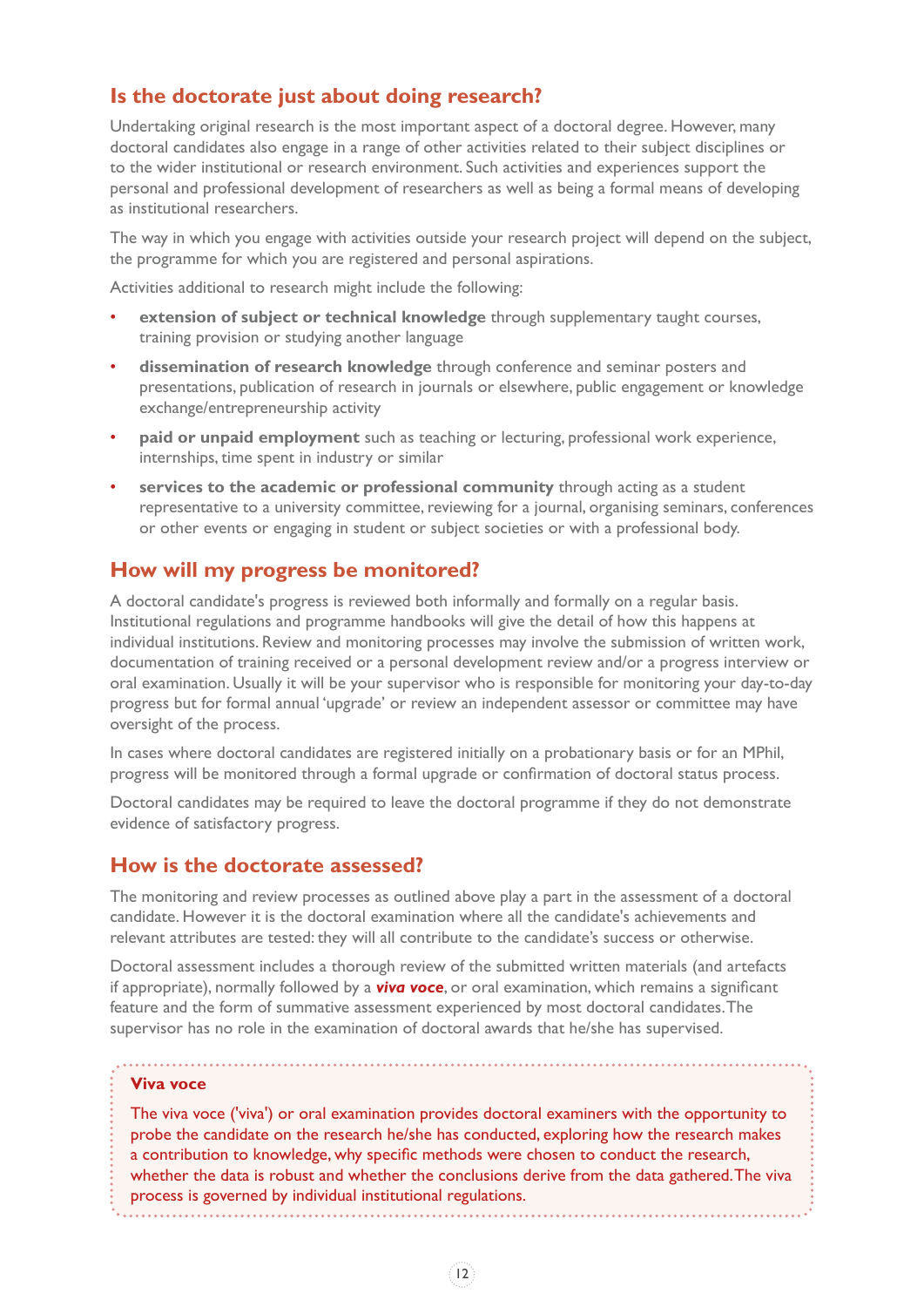## Is the doctorate just about doing research?

Undertaking original research is the most important aspect of a doctoral degree. However, many doctoral candidates also engage in a range of other activities related to their subject disciplines or to the wider institutional or research environment. Such activities and experiences support the personal and professional development of researchers as well as being a formal means of developing as institutional researchers.

The way in which you engage with activities outside your research project will depend on the subject, the programme for which you are registered and personal aspirations.

Activities additional to research might include the following:

- **extension of subject or technical knowledge** through supplementary taught courses, training provision or studying another language
- **dissemination of research knowledge** through conference and seminar posters and presentations, publication of research in journals or elsewhere, public engagement or knowledge exchange/entrepreneurship activity
- **paid or unpaid employment** such as teaching or lecturing, professional work experience, internships, time spent in industry or similar
- **services to the academic or professional community** through acting as a student representative to a university committee, reviewing for a journal, organising seminars, conferences or other events or engaging in student or subject societies or with a professional body.

## How will my progress be monitored?

A doctoral candidate's progress is reviewed both informally and formally on a regular basis. Institutional regulations and programme handbooks will give the detail of how this happens at individual institutions. Review and monitoring processes may involve the submission of written work, documentation of training received or a personal development review and/or a progress interview or oral examination. Usually it will be your supervisor who is responsible for monitoring your day-to-day progress but for formal annual 'upgrade' or review an independent assessor or committee may have oversight of the process.

In cases where doctoral candidates are registered initially on a probationary basis or for an MPhil, progress will be monitored through a formal upgrade or confirmation of doctoral status process.

Doctoral candidates may be required to leave the doctoral programme if they do not demonstrate evidence of satisfactory progress.

## How is the doctorate assessed?

The monitoring and review processes as outlined above play a part in the assessment of a doctoral candidate. However it is the doctoral examination where all the candidate's achievements and relevant attributes are tested: they will all contribute to the candidate's success or otherwise.

Doctoral assessment includes a thorough review of the submitted written materials (and artefacts if appropriate), normally followed by a ***viva voce***, or oral examination, which remains a significant feature and the form of summative assessment experienced by most doctoral candidates. The supervisor has no role in the examination of doctoral awards that he/she has supervised.

**Viva voce**

The viva voce ('viva') or oral examination provides doctoral examiners with the opportunity to probe the candidate on the research he/she has conducted, exploring how the research makes a contribution to knowledge, why specific methods were chosen to conduct the research, whether the data is robust and whether the conclusions derive from the data gathered. The viva process is governed by individual institutional regulations.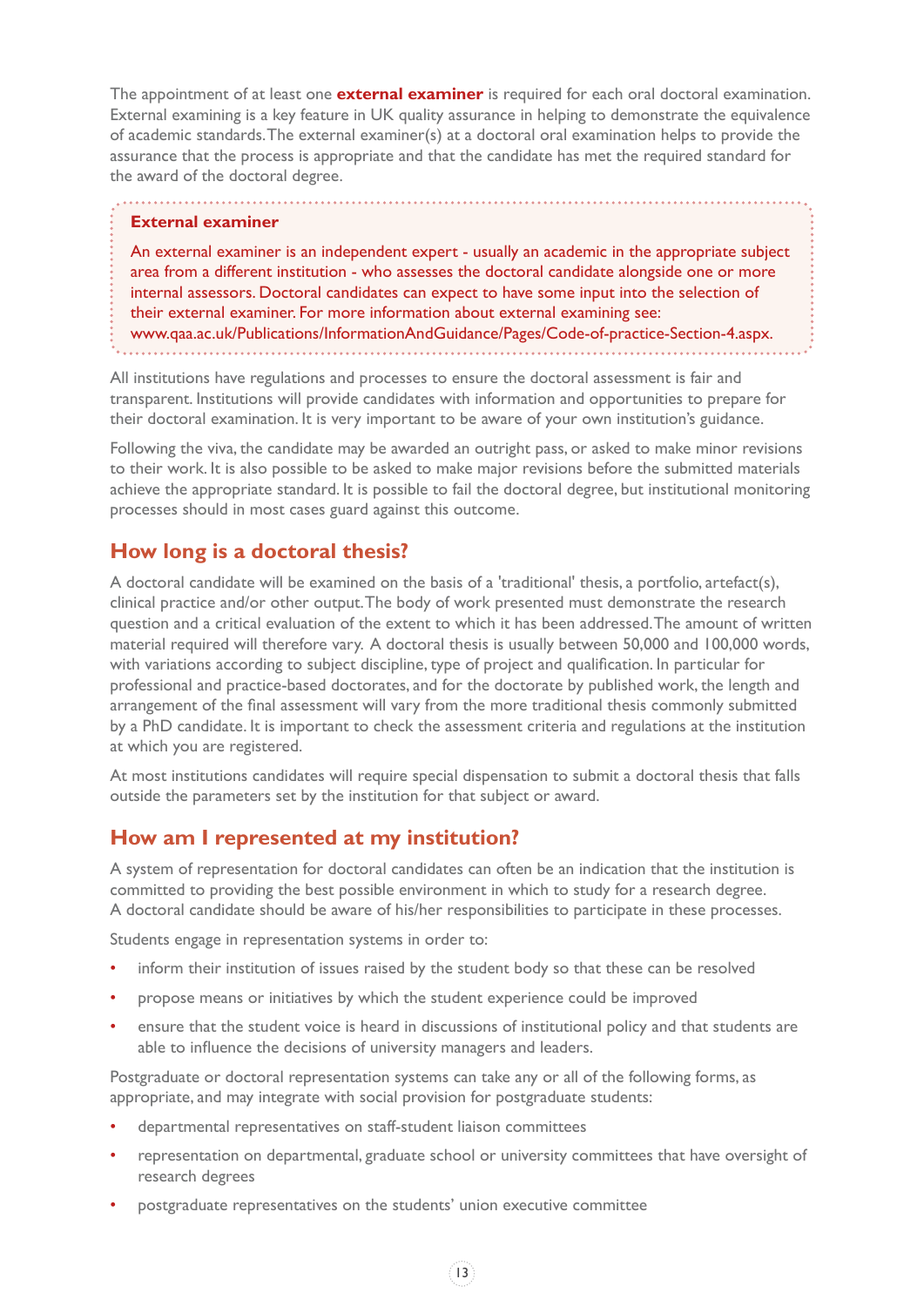The appointment of at least one **external examiner** is required for each oral doctoral examination. External examining is a key feature in UK quality assurance in helping to demonstrate the equivalence of academic standards. The external examiner(s) at a doctoral oral examination helps to provide the assurance that the process is appropriate and that the candidate has met the required standard for the award of the doctoral degree.

> **External examiner**
>
> An external examiner is an independent expert - usually an academic in the appropriate subject area from a different institution - who assesses the doctoral candidate alongside one or more internal assessors. Doctoral candidates can expect to have some input into the selection of their external examiner. For more information about external examining see: www.qaa.ac.uk/Publications/InformationAndGuidance/Pages/Code-of-practice-Section-4.aspx.

All institutions have regulations and processes to ensure the doctoral assessment is fair and transparent. Institutions will provide candidates with information and opportunities to prepare for their doctoral examination. It is very important to be aware of your own institution's guidance.

Following the viva, the candidate may be awarded an outright pass, or asked to make minor revisions to their work. It is also possible to be asked to make major revisions before the submitted materials achieve the appropriate standard. It is possible to fail the doctoral degree, but institutional monitoring processes should in most cases guard against this outcome.

## How long is a doctoral thesis?

A doctoral candidate will be examined on the basis of a 'traditional' thesis, a portfolio, artefact(s), clinical practice and/or other output. The body of work presented must demonstrate the research question and a critical evaluation of the extent to which it has been addressed. The amount of written material required will therefore vary. A doctoral thesis is usually between 50,000 and 100,000 words, with variations according to subject discipline, type of project and qualification. In particular for professional and practice-based doctorates, and for the doctorate by published work, the length and arrangement of the final assessment will vary from the more traditional thesis commonly submitted by a PhD candidate. It is important to check the assessment criteria and regulations at the institution at which you are registered.

At most institutions candidates will require special dispensation to submit a doctoral thesis that falls outside the parameters set by the institution for that subject or award.

## How am I represented at my institution?

A system of representation for doctoral candidates can often be an indication that the institution is committed to providing the best possible environment in which to study for a research degree. A doctoral candidate should be aware of his/her responsibilities to participate in these processes.

Students engage in representation systems in order to:

- inform their institution of issues raised by the student body so that these can be resolved
- propose means or initiatives by which the student experience could be improved
- ensure that the student voice is heard in discussions of institutional policy and that students are able to influence the decisions of university managers and leaders.

Postgraduate or doctoral representation systems can take any or all of the following forms, as appropriate, and may integrate with social provision for postgraduate students:

- departmental representatives on staff-student liaison committees
- representation on departmental, graduate school or university committees that have oversight of research degrees
- postgraduate representatives on the students' union executive committee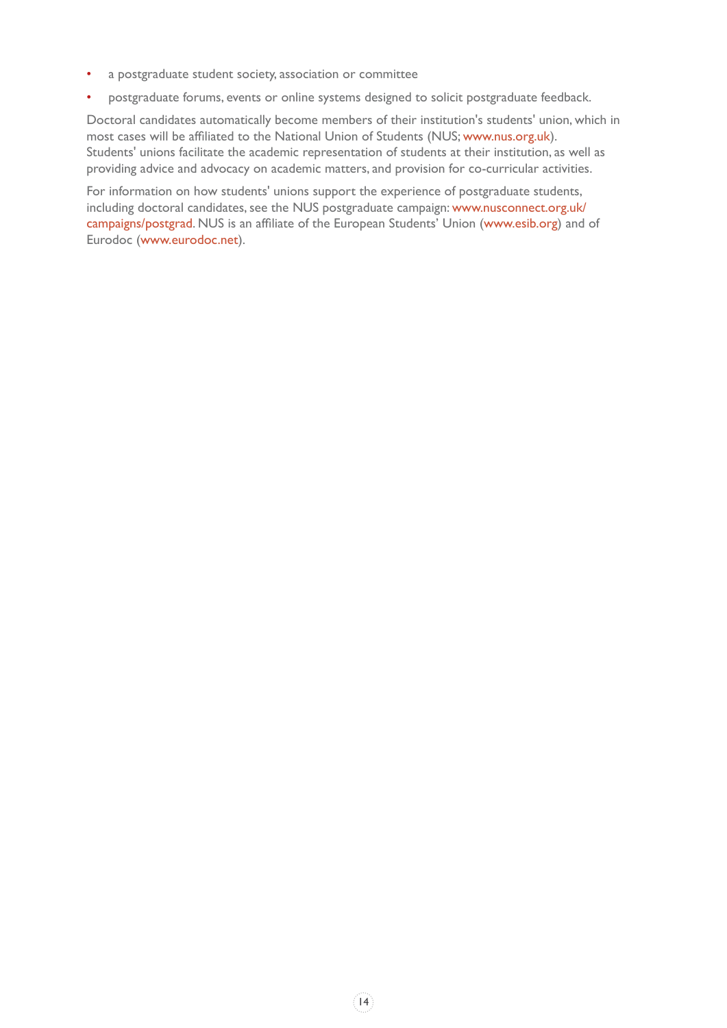- a postgraduate student society, association or committee
- postgraduate forums, events or online systems designed to solicit postgraduate feedback.

Doctoral candidates automatically become members of their institution's students' union, which in most cases will be affiliated to the National Union of Students (NUS; www.nus.org.uk). Students' unions facilitate the academic representation of students at their institution, as well as providing advice and advocacy on academic matters, and provision for co-curricular activities.

For information on how students' unions support the experience of postgraduate students, including doctoral candidates, see the NUS postgraduate campaign: www.nusconnect.org.uk/campaigns/postgrad. NUS is an affiliate of the European Students' Union (www.esib.org) and of Eurodoc (www.eurodoc.net).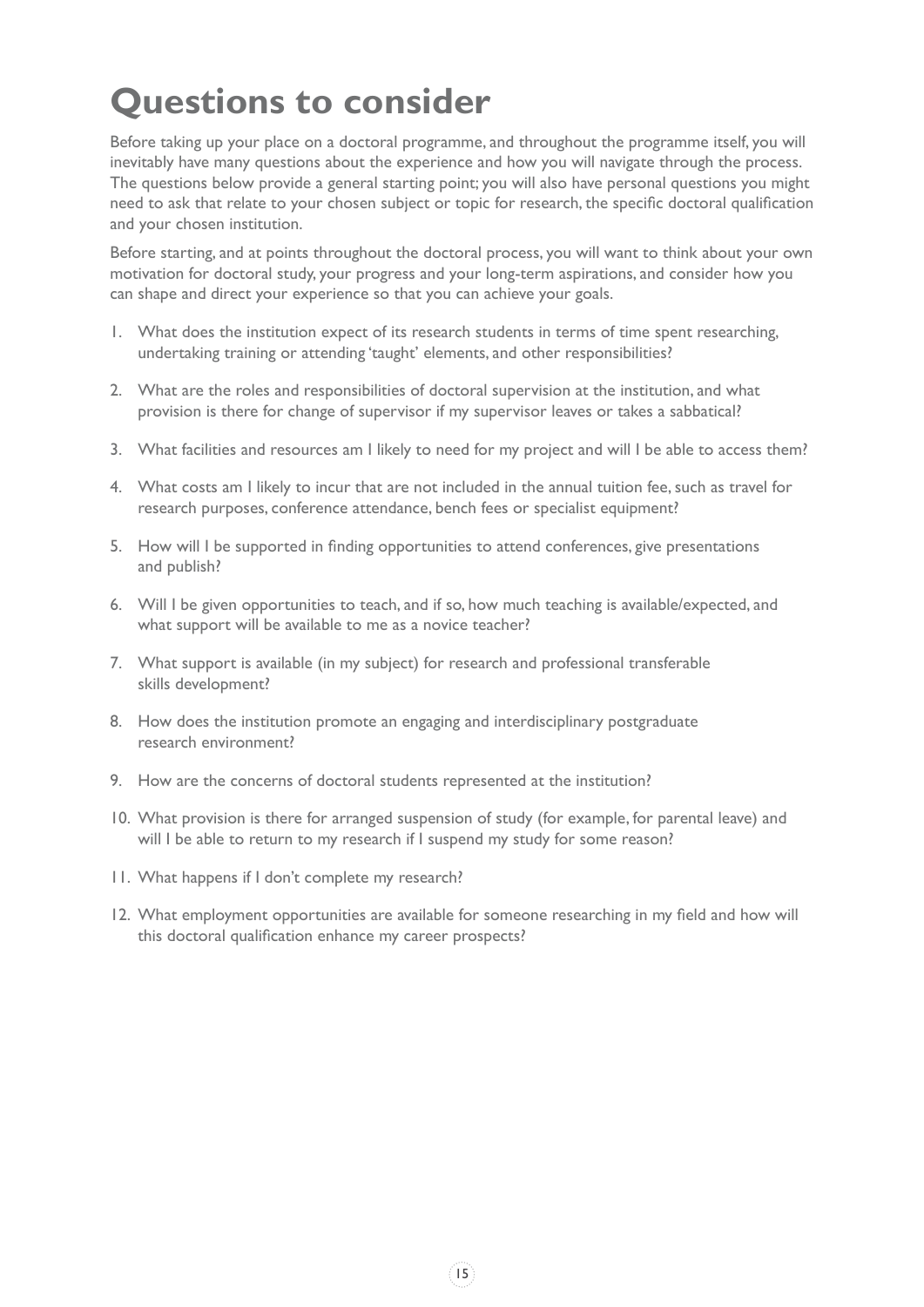# Questions to consider

Before taking up your place on a doctoral programme, and throughout the programme itself, you will inevitably have many questions about the experience and how you will navigate through the process. The questions below provide a general starting point; you will also have personal questions you might need to ask that relate to your chosen subject or topic for research, the specific doctoral qualification and your chosen institution.

Before starting, and at points throughout the doctoral process, you will want to think about your own motivation for doctoral study, your progress and your long-term aspirations, and consider how you can shape and direct your experience so that you can achieve your goals.

1. What does the institution expect of its research students in terms of time spent researching, undertaking training or attending 'taught' elements, and other responsibilities?
2. What are the roles and responsibilities of doctoral supervision at the institution, and what provision is there for change of supervisor if my supervisor leaves or takes a sabbatical?
3. What facilities and resources am I likely to need for my project and will I be able to access them?
4. What costs am I likely to incur that are not included in the annual tuition fee, such as travel for research purposes, conference attendance, bench fees or specialist equipment?
5. How will I be supported in finding opportunities to attend conferences, give presentations and publish?
6. Will I be given opportunities to teach, and if so, how much teaching is available/expected, and what support will be available to me as a novice teacher?
7. What support is available (in my subject) for research and professional transferable skills development?
8. How does the institution promote an engaging and interdisciplinary postgraduate research environment?
9. How are the concerns of doctoral students represented at the institution?
10. What provision is there for arranged suspension of study (for example, for parental leave) and will I be able to return to my research if I suspend my study for some reason?
11. What happens if I don't complete my research?
12. What employment opportunities are available for someone researching in my field and how will this doctoral qualification enhance my career prospects?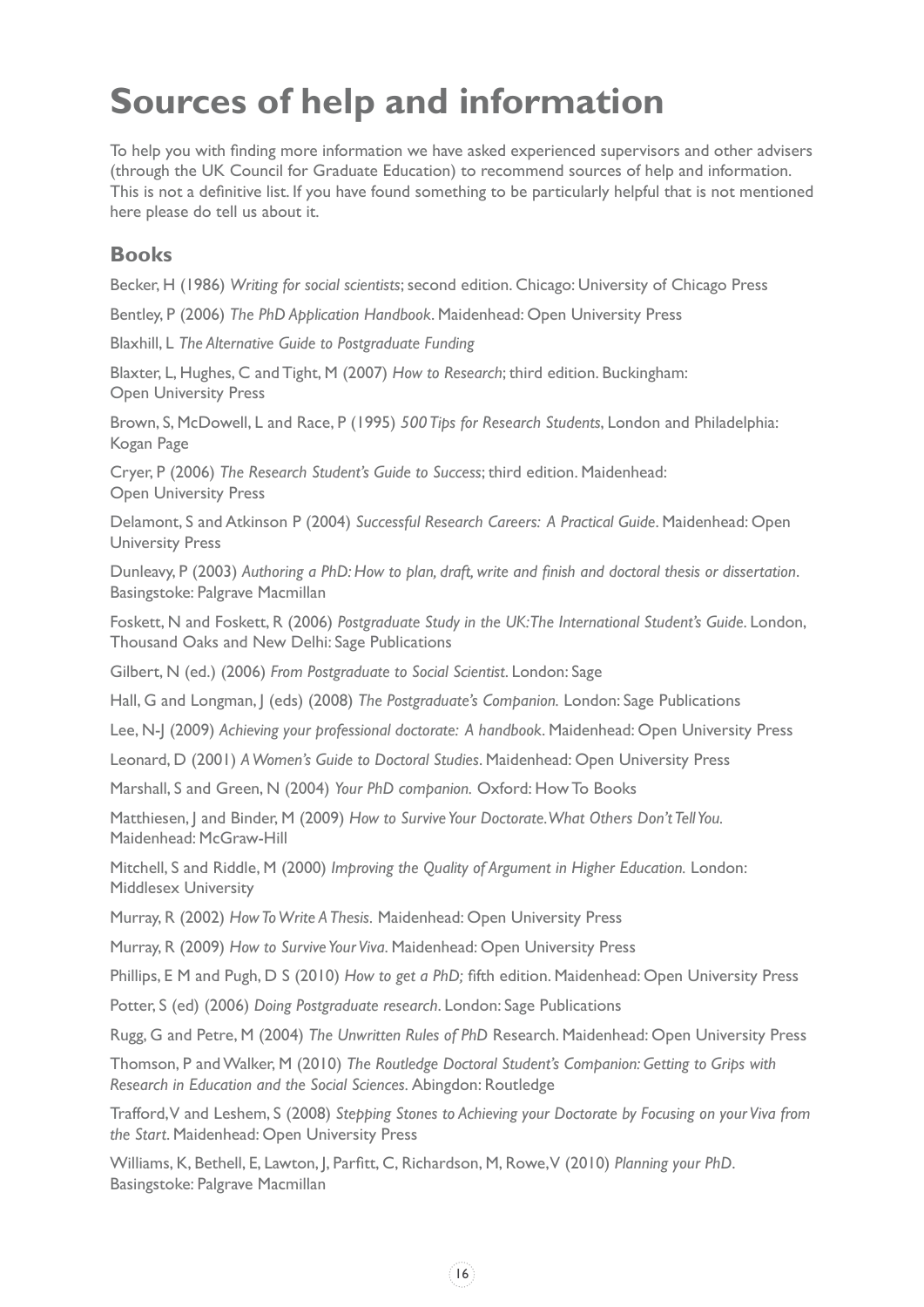# Sources of help and information

To help you with finding more information we have asked experienced supervisors and other advisers (through the UK Council for Graduate Education) to recommend sources of help and information. This is not a definitive list. If you have found something to be particularly helpful that is not mentioned here please do tell us about it.

## Books

Becker, H (1986) *Writing for social scientists*; second edition. Chicago: University of Chicago Press

Bentley, P (2006) *The PhD Application Handbook*. Maidenhead: Open University Press

Blaxhill, L *The Alternative Guide to Postgraduate Funding*

Blaxter, L, Hughes, C and Tight, M (2007) *How to Research*; third edition. Buckingham: Open University Press

Brown, S, McDowell, L and Race, P (1995) *500 Tips for Research Students*, London and Philadelphia: Kogan Page

Cryer, P (2006) *The Research Student's Guide to Success*; third edition. Maidenhead: Open University Press

Delamont, S and Atkinson P (2004) *Successful Research Careers: A Practical Guide*. Maidenhead: Open University Press

Dunleavy, P (2003) *Authoring a PhD: How to plan, draft, write and finish and doctoral thesis or dissertation*. Basingstoke: Palgrave Macmillan

Foskett, N and Foskett, R (2006) *Postgraduate Study in the UK: The International Student's Guide*. London, Thousand Oaks and New Delhi: Sage Publications

Gilbert, N (ed.) (2006) *From Postgraduate to Social Scientist*. London: Sage

Hall, G and Longman, J (eds) (2008) *The Postgraduate's Companion.* London: Sage Publications

Lee, N-J (2009) *Achieving your professional doctorate: A handbook*. Maidenhead: Open University Press

Leonard, D (2001) *A Women's Guide to Doctoral Studies*. Maidenhead: Open University Press

Marshall, S and Green, N (2004) *Your PhD companion.* Oxford: How To Books

Matthiesen, J and Binder, M (2009) *How to Survive Your Doctorate. What Others Don't Tell You.* Maidenhead: McGraw-Hill

Mitchell, S and Riddle, M (2000) *Improving the Quality of Argument in Higher Education.* London: Middlesex University

Murray, R (2002) *How To Write A Thesis.* Maidenhead: Open University Press

Murray, R (2009) *How to Survive Your Viva*. Maidenhead: Open University Press

Phillips, E M and Pugh, D S (2010) *How to get a PhD;* fifth edition. Maidenhead: Open University Press

Potter, S (ed) (2006) *Doing Postgraduate research*. London: Sage Publications

Rugg, G and Petre, M (2004) *The Unwritten Rules of PhD* Research. Maidenhead: Open University Press

Thomson, P and Walker, M (2010) *The Routledge Doctoral Student's Companion: Getting to Grips with Research in Education and the Social Sciences*. Abingdon: Routledge

Trafford, V and Leshem, S (2008) *Stepping Stones to Achieving your Doctorate by Focusing on your Viva from the Start*. Maidenhead: Open University Press

Williams, K, Bethell, E, Lawton, J, Parfitt, C, Richardson, M, Rowe, V (2010) *Planning your PhD*. Basingstoke: Palgrave Macmillan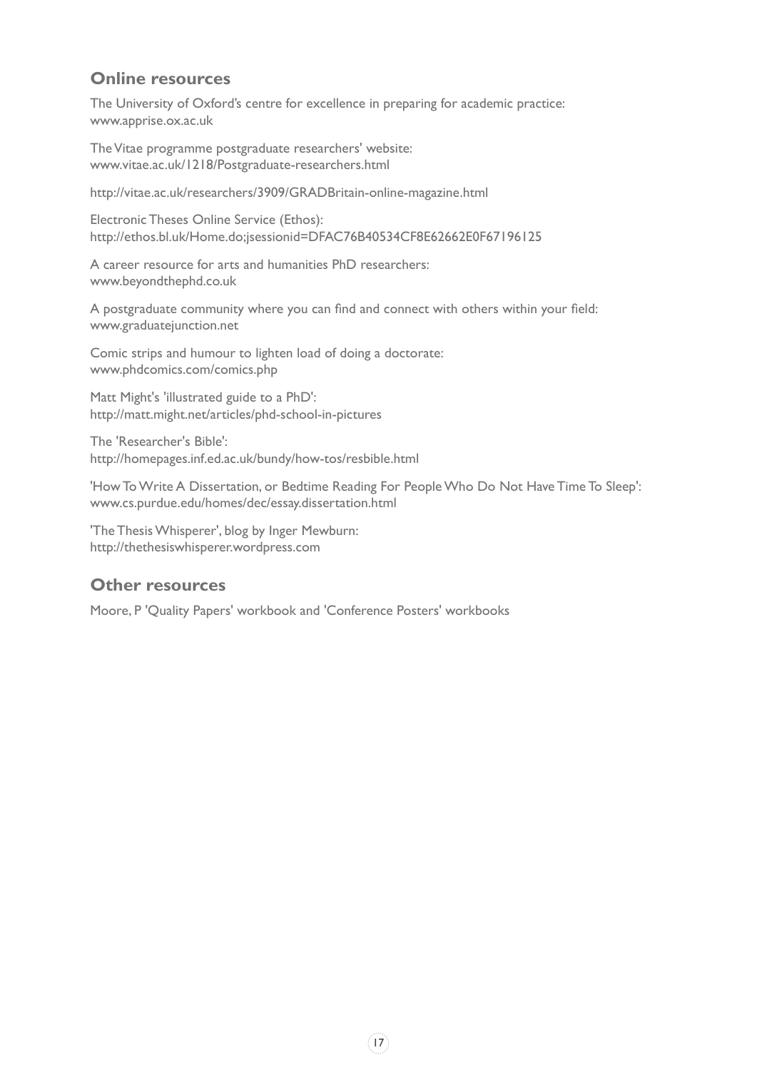## Online resources

The University of Oxford's centre for excellence in preparing for academic practice:
www.apprise.ox.ac.uk

The Vitae programme postgraduate researchers' website:
www.vitae.ac.uk/1218/Postgraduate-researchers.html

http://vitae.ac.uk/researchers/3909/GRADBritain-online-magazine.html

Electronic Theses Online Service (Ethos):
http://ethos.bl.uk/Home.do;jsessionid=DFAC76B40534CF8E62662E0F67196125

A career resource for arts and humanities PhD researchers:
www.beyondthephd.co.uk

A postgraduate community where you can find and connect with others within your field:
www.graduatejunction.net

Comic strips and humour to lighten load of doing a doctorate:
www.phdcomics.com/comics.php

Matt Might's 'illustrated guide to a PhD':
http://matt.might.net/articles/phd-school-in-pictures

The 'Researcher's Bible':
http://homepages.inf.ed.ac.uk/bundy/how-tos/resbible.html

'How To Write A Dissertation, or Bedtime Reading For People Who Do Not Have Time To Sleep':
www.cs.purdue.edu/homes/dec/essay.dissertation.html

'The Thesis Whisperer', blog by Inger Mewburn:
http://thethesiswhisperer.wordpress.com

## Other resources

Moore, P 'Quality Papers' workbook and 'Conference Posters' workbooks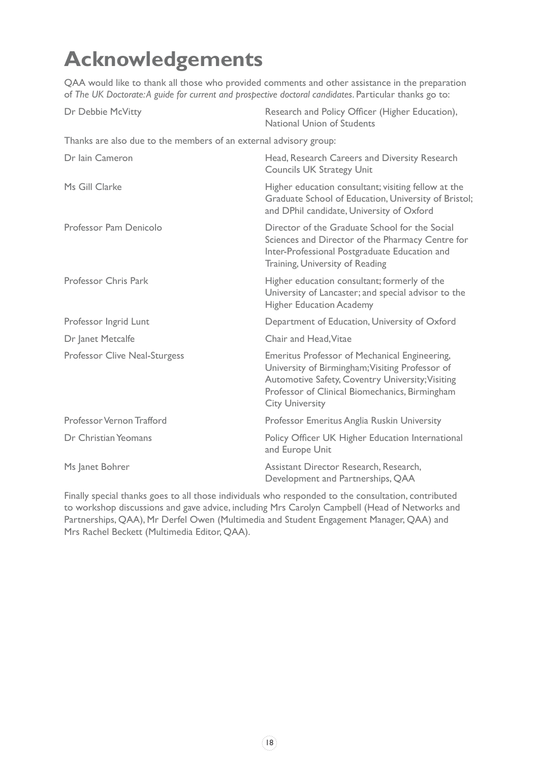# Acknowledgements

QAA would like to thank all those who provided comments and other assistance in the preparation of *The UK Doctorate: A guide for current and prospective doctoral candidates*. Particular thanks go to:

| | |
|---|---|
| Dr Debbie McVitty | Research and Policy Officer (Higher Education), National Union of Students |

Thanks are also due to the members of an external advisory group:

| | |
|---|---|
| Dr Iain Cameron | Head, Research Careers and Diversity Research Councils UK Strategy Unit |
| Ms Gill Clarke | Higher education consultant; visiting fellow at the Graduate School of Education, University of Bristol; and DPhil candidate, University of Oxford |
| Professor Pam Denicolo | Director of the Graduate School for the Social Sciences and Director of the Pharmacy Centre for Inter-Professional Postgraduate Education and Training, University of Reading |
| Professor Chris Park | Higher education consultant; formerly of the University of Lancaster; and special advisor to the Higher Education Academy |
| Professor Ingrid Lunt | Department of Education, University of Oxford |
| Dr Janet Metcalfe | Chair and Head, Vitae |
| Professor Clive Neal-Sturgess | Emeritus Professor of Mechanical Engineering, University of Birmingham; Visiting Professor of Automotive Safety, Coventry University; Visiting Professor of Clinical Biomechanics, Birmingham City University |
| Professor Vernon Trafford | Professor Emeritus Anglia Ruskin University |
| Dr Christian Yeomans | Policy Officer UK Higher Education International and Europe Unit |
| Ms Janet Bohrer | Assistant Director Research, Research, Development and Partnerships, QAA |

Finally special thanks goes to all those individuals who responded to the consultation, contributed to workshop discussions and gave advice, including Mrs Carolyn Campbell (Head of Networks and Partnerships, QAA), Mr Derfel Owen (Multimedia and Student Engagement Manager, QAA) and Mrs Rachel Beckett (Multimedia Editor, QAA).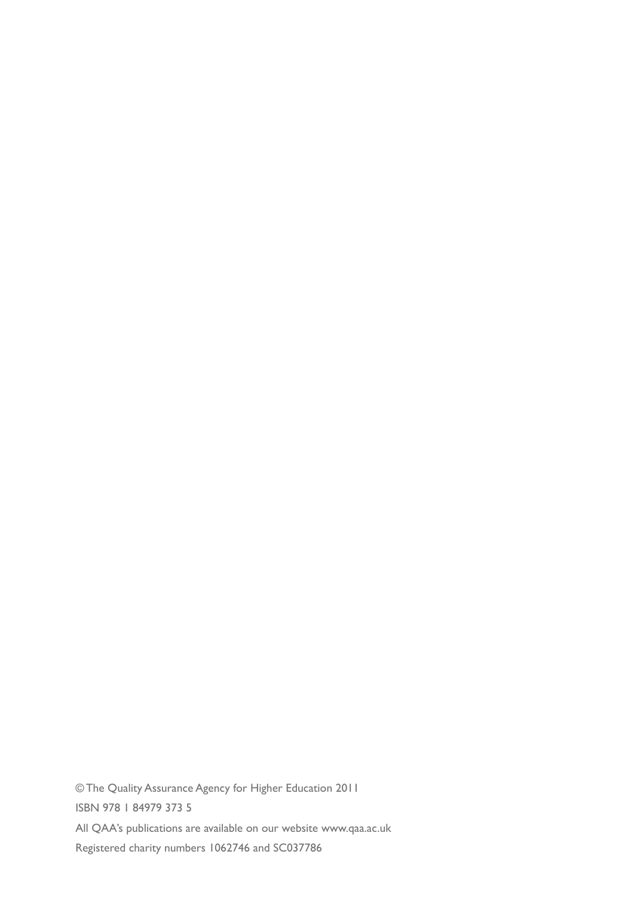© The Quality Assurance Agency for Higher Education 2011

ISBN 978 1 84979 373 5

All QAA's publications are available on our website www.qaa.ac.uk

Registered charity numbers 1062746 and SC037786